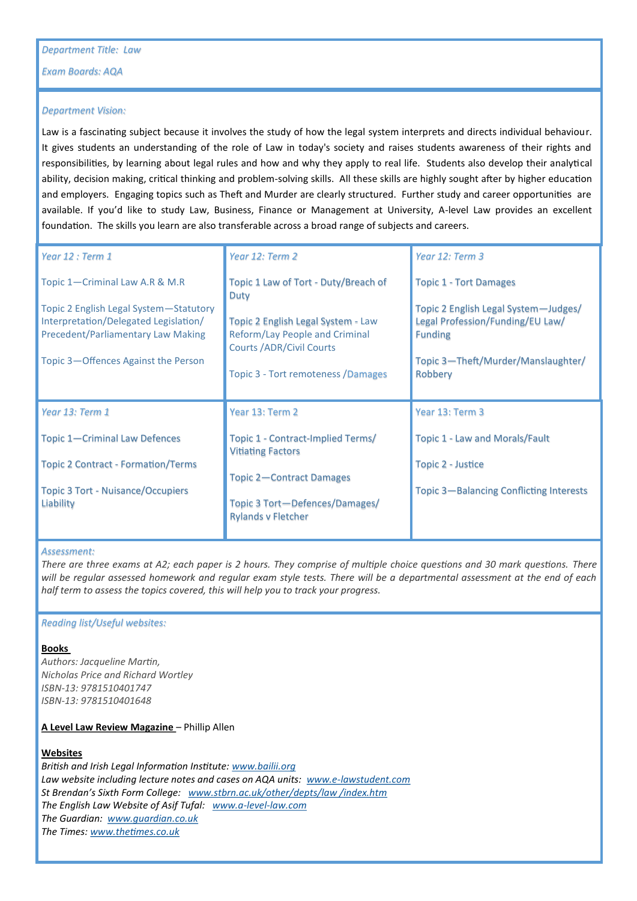*Department Title: Law*

*Exam Boards: AQA*

*Department Vision:*

Law is a fascinating subject because it involves the study of how the legal system interprets and directs individual behaviour. It gives students an understanding of the role of Law in today's society and raises students awareness of their rights and responsibilities, by learning about legal rules and how and why they apply to real life. Students also develop their analytical ability, decision making, critical thinking and problem-solving skills. All these skills are highly sought after by higher education and employers. Engaging topics such as Theft and Murder are clearly structured. Further study and career opportunities are available. If you'd like to study Law, Business, Finance or Management at University, A-level Law provides an excellent foundation. The skills you learn are also transferable across a broad range of subjects and careers.

| *Year 12 : Term 1* | *Year 12: Term 2* | *Year 12: Term 3* |
|---|---|---|
| Topic 1—Criminal Law A.R & M.R<br><br>Topic 2 English Legal System—Statutory Interpretation/Delegated Legislation/ Precedent/Parliamentary Law Making<br><br>Topic 3—Offences Against the Person | Topic 1 Law of Tort - Duty/Breach of Duty<br><br>Topic 2 English Legal System - Law Reform/Lay People and Criminal Courts /ADR/Civil Courts<br><br>Topic 3 - Tort remoteness /Damages | Topic 1 - Tort Damages<br><br>Topic 2 English Legal System—Judges/ Legal Profession/Funding/EU Law/ Funding<br><br>Topic 3—Theft/Murder/Manslaughter/ Robbery |
| *Year 13: Term 1* | Year 13: Term 2 | Year 13: Term 3 |
| Topic 1—Criminal Law Defences<br><br>Topic 2 Contract - Formation/Terms<br><br>Topic 3 Tort - Nuisance/Occupiers Liability | Topic 1 - Contract-Implied Terms/ Vitiating Factors<br><br>Topic 2—Contract Damages<br><br>Topic 3 Tort—Defences/Damages/ Rylands v Fletcher | Topic 1 - Law and Morals/Fault<br><br>Topic 2 - Justice<br><br>Topic 3—Balancing Conflicting Interests |

*Assessment:*

*There are three exams at A2; each paper is 2 hours. They comprise of multiple choice questions and 30 mark questions. There will be regular assessed homework and regular exam style tests. There will be a departmental assessment at the end of each half term to assess the topics covered, this will help you to track your progress.*

*Reading list/Useful websites:*

**Books**

*Authors: Jacqueline Martin,*
*Nicholas Price and Richard Wortley*
*ISBN-13: 9781510401747*
*ISBN-13: 9781510401648*

**A Level Law Review Magazine** – Phillip Allen

**Websites**

*British and Irish Legal Information Institute: www.bailii.org*
*Law website including lecture notes and cases on AQA units: www.e-lawstudent.com*
*St Brendan's Sixth Form College: www.stbrn.ac.uk/other/depts/law /index.htm*
*The English Law Website of Asif Tufal: www.a-level-law.com*
*The Guardian: www.guardian.co.uk*
*The Times: www.thetimes.co.uk*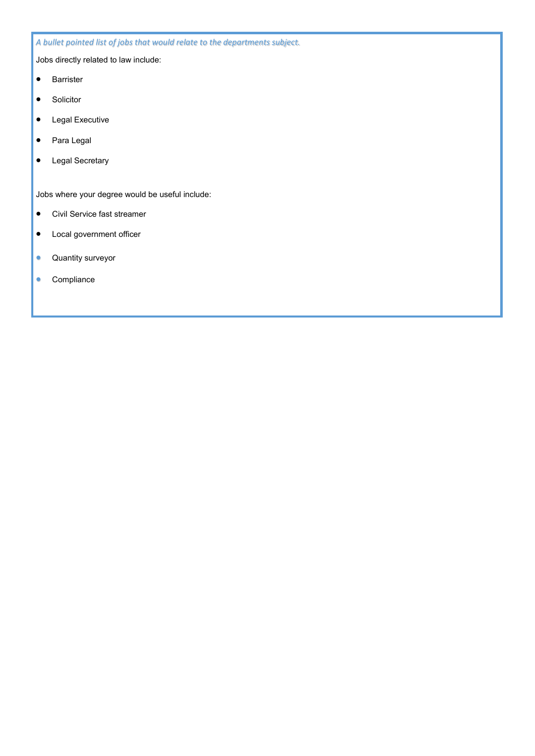*A bullet pointed list of jobs that would relate to the departments subject.*

Jobs directly related to law include:

- Barrister
- Solicitor
- Legal Executive
- Para Legal
- Legal Secretary

Jobs where your degree would be useful include:

- Civil Service fast streamer
- Local government officer
- Quantity surveyor
- Compliance